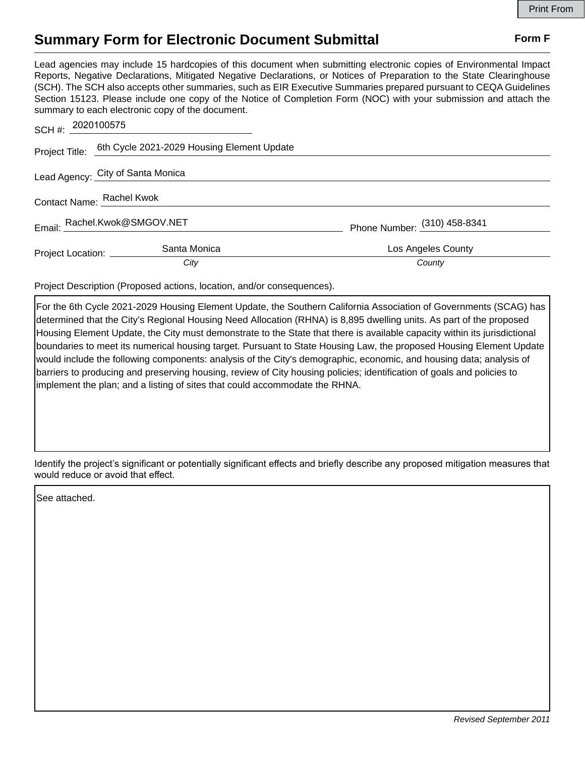# Summary Form for Electronic Document Submittal

**Form F**

Lead agencies may include 15 hardcopies of this document when submitting electronic copies of Environmental Impact Reports, Negative Declarations, Mitigated Negative Declarations, or Notices of Preparation to the State Clearinghouse (SCH). The SCH also accepts other summaries, such as EIR Executive Summaries prepared pursuant to CEQA Guidelines Section 15123. Please include one copy of the Notice of Completion Form (NOC) with your submission and attach the summary to each electronic copy of the document.

SCH #: 2020100575

Project Title: 6th Cycle 2021-2029 Housing Element Update

Lead Agency: City of Santa Monica

Contact Name: Rachel Kwok

Email: Rachel.Kwok@SMGOV.NET    Phone Number: (310) 458-8341

Project Location: Santa Monica (*City*)    Los Angeles County (*County*)

Project Description (Proposed actions, location, and/or consequences).

For the 6th Cycle 2021-2029 Housing Element Update, the Southern California Association of Governments (SCAG) has determined that the City's Regional Housing Need Allocation (RHNA) is 8,895 dwelling units. As part of the proposed Housing Element Update, the City must demonstrate to the State that there is available capacity within its jurisdictional boundaries to meet its numerical housing target. Pursuant to State Housing Law, the proposed Housing Element Update would include the following components: analysis of the City's demographic, economic, and housing data; analysis of barriers to producing and preserving housing, review of City housing policies; identification of goals and policies to implement the plan; and a listing of sites that could accommodate the RHNA.

Identify the project's significant or potentially significant effects and briefly describe any proposed mitigation measures that would reduce or avoid that effect.

See attached.

*Revised September 2011*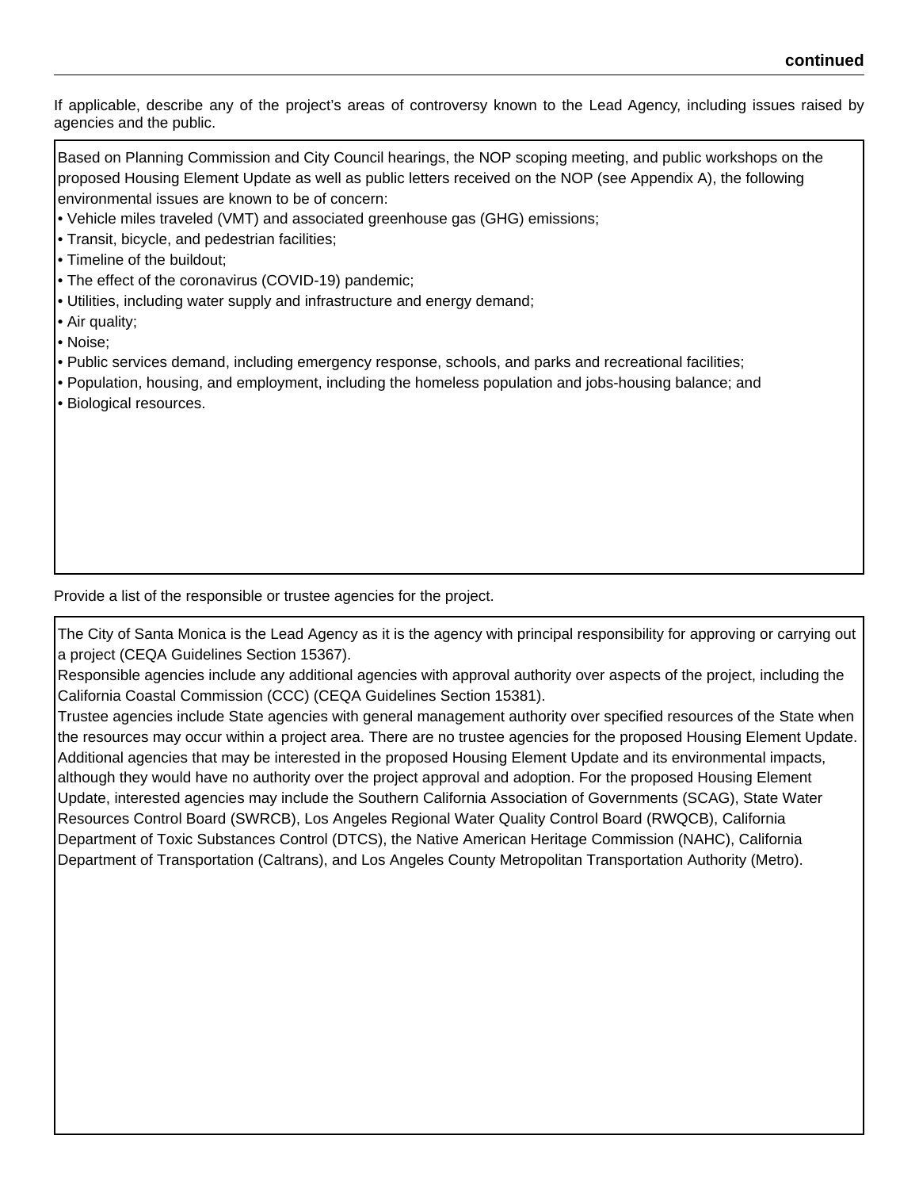**continued**

If applicable, describe any of the project's areas of controversy known to the Lead Agency, including issues raised by agencies and the public.

Based on Planning Commission and City Council hearings, the NOP scoping meeting, and public workshops on the proposed Housing Element Update as well as public letters received on the NOP (see Appendix A), the following environmental issues are known to be of concern:

- Vehicle miles traveled (VMT) and associated greenhouse gas (GHG) emissions;
- Transit, bicycle, and pedestrian facilities;
- Timeline of the buildout;
- The effect of the coronavirus (COVID-19) pandemic;
- Utilities, including water supply and infrastructure and energy demand;
- Air quality;
- Noise;
- Public services demand, including emergency response, schools, and parks and recreational facilities;
- Population, housing, and employment, including the homeless population and jobs-housing balance; and
- Biological resources.

Provide a list of the responsible or trustee agencies for the project.

The City of Santa Monica is the Lead Agency as it is the agency with principal responsibility for approving or carrying out a project (CEQA Guidelines Section 15367).

Responsible agencies include any additional agencies with approval authority over aspects of the project, including the California Coastal Commission (CCC) (CEQA Guidelines Section 15381).

Trustee agencies include State agencies with general management authority over specified resources of the State when the resources may occur within a project area. There are no trustee agencies for the proposed Housing Element Update.

Additional agencies that may be interested in the proposed Housing Element Update and its environmental impacts, although they would have no authority over the project approval and adoption. For the proposed Housing Element Update, interested agencies may include the Southern California Association of Governments (SCAG), State Water Resources Control Board (SWRCB), Los Angeles Regional Water Quality Control Board (RWQCB), California Department of Toxic Substances Control (DTCS), the Native American Heritage Commission (NAHC), California Department of Transportation (Caltrans), and Los Angeles County Metropolitan Transportation Authority (Metro).